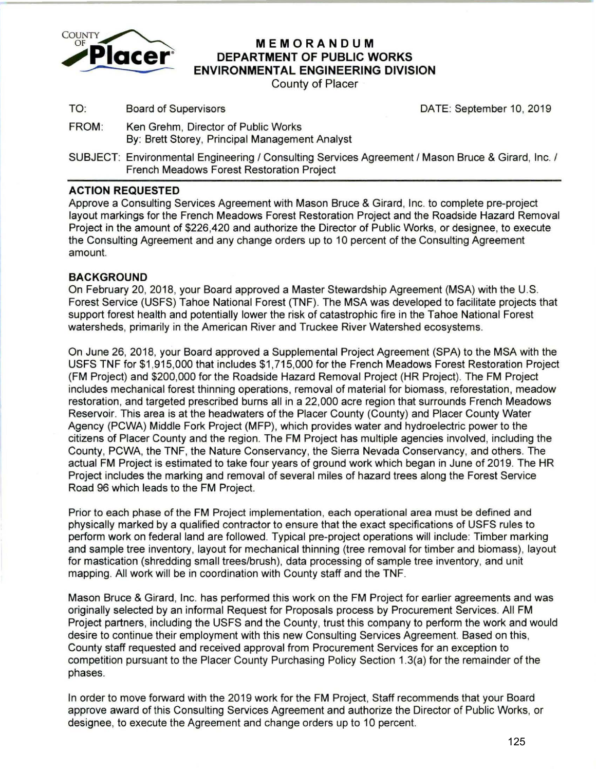COUNTY OF **Placer**

# MEMORANDUM
## DEPARTMENT OF PUBLIC WORKS
## ENVIRONMENTAL ENGINEERING DIVISION
County of Placer

TO: Board of Supervisors  DATE: September 10, 2019

FROM: Ken Grehm, Director of Public Works
By: Brett Storey, Principal Management Analyst

SUBJECT: Environmental Engineering / Consulting Services Agreement / Mason Bruce & Girard, Inc. / French Meadows Forest Restoration Project

---

**ACTION REQUESTED**

Approve a Consulting Services Agreement with Mason Bruce & Girard, Inc. to complete pre-project layout markings for the French Meadows Forest Restoration Project and the Roadside Hazard Removal Project in the amount of $226,420 and authorize the Director of Public Works, or designee, to execute the Consulting Agreement and any change orders up to 10 percent of the Consulting Agreement amount.

**BACKGROUND**

On February 20, 2018, your Board approved a Master Stewardship Agreement (MSA) with the U.S. Forest Service (USFS) Tahoe National Forest (TNF). The MSA was developed to facilitate projects that support forest health and potentially lower the risk of catastrophic fire in the Tahoe National Forest watersheds, primarily in the American River and Truckee River Watershed ecosystems.

On June 26, 2018, your Board approved a Supplemental Project Agreement (SPA) to the MSA with the USFS TNF for $1,915,000 that includes $1,715,000 for the French Meadows Forest Restoration Project (FM Project) and $200,000 for the Roadside Hazard Removal Project (HR Project). The FM Project includes mechanical forest thinning operations, removal of material for biomass, reforestation, meadow restoration, and targeted prescribed burns all in a 22,000 acre region that surrounds French Meadows Reservoir. This area is at the headwaters of the Placer County (County) and Placer County Water Agency (PCWA) Middle Fork Project (MFP), which provides water and hydroelectric power to the citizens of Placer County and the region. The FM Project has multiple agencies involved, including the County, PCWA, the TNF, the Nature Conservancy, the Sierra Nevada Conservancy, and others. The actual FM Project is estimated to take four years of ground work which began in June of 2019. The HR Project includes the marking and removal of several miles of hazard trees along the Forest Service Road 96 which leads to the FM Project.

Prior to each phase of the FM Project implementation, each operational area must be defined and physically marked by a qualified contractor to ensure that the exact specifications of USFS rules to perform work on federal land are followed. Typical pre-project operations will include: Timber marking and sample tree inventory, layout for mechanical thinning (tree removal for timber and biomass), layout for mastication (shredding small trees/brush), data processing of sample tree inventory, and unit mapping. All work will be in coordination with County staff and the TNF.

Mason Bruce & Girard, Inc. has performed this work on the FM Project for earlier agreements and was originally selected by an informal Request for Proposals process by Procurement Services. All FM Project partners, including the USFS and the County, trust this company to perform the work and would desire to continue their employment with this new Consulting Services Agreement. Based on this, County staff requested and received approval from Procurement Services for an exception to competition pursuant to the Placer County Purchasing Policy Section 1.3(a) for the remainder of the phases.

In order to move forward with the 2019 work for the FM Project, Staff recommends that your Board approve award of this Consulting Services Agreement and authorize the Director of Public Works, or designee, to execute the Agreement and change orders up to 10 percent.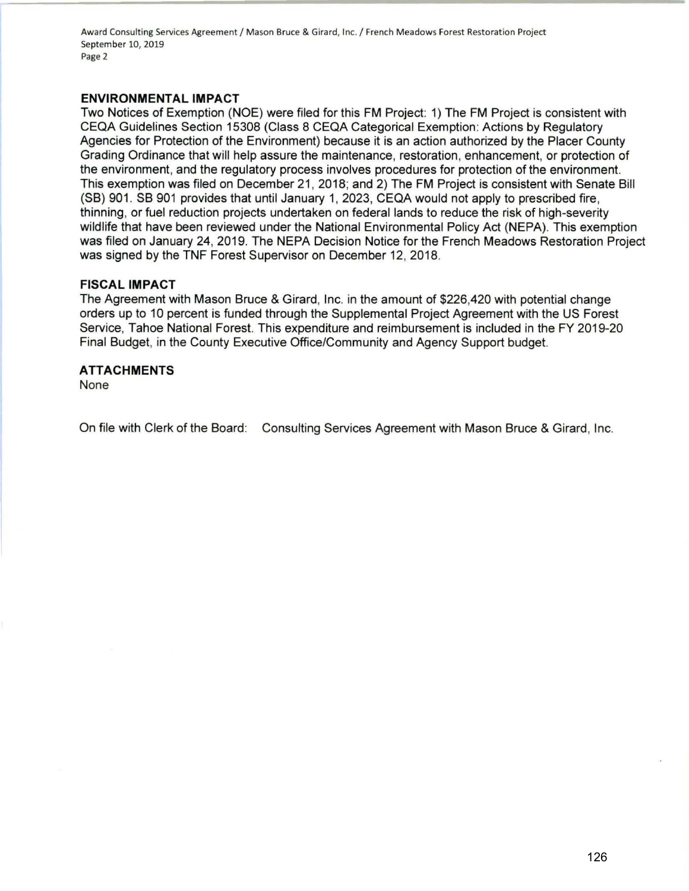## ENVIRONMENTAL IMPACT

Two Notices of Exemption (NOE) were filed for this FM Project: 1) The FM Project is consistent with CEQA Guidelines Section 15308 (Class 8 CEQA Categorical Exemption: Actions by Regulatory Agencies for Protection of the Environment) because it is an action authorized by the Placer County Grading Ordinance that will help assure the maintenance, restoration, enhancement, or protection of the environment, and the regulatory process involves procedures for protection of the environment. This exemption was filed on December 21, 2018; and 2) The FM Project is consistent with Senate Bill (SB) 901. SB 901 provides that until January 1, 2023, CEQA would not apply to prescribed fire, thinning, or fuel reduction projects undertaken on federal lands to reduce the risk of high-severity wildlife that have been reviewed under the National Environmental Policy Act (NEPA). This exemption was filed on January 24, 2019. The NEPA Decision Notice for the French Meadows Restoration Project was signed by the TNF Forest Supervisor on December 12, 2018.

## FISCAL IMPACT

The Agreement with Mason Bruce & Girard, Inc. in the amount of $226,420 with potential change orders up to 10 percent is funded through the Supplemental Project Agreement with the US Forest Service, Tahoe National Forest. This expenditure and reimbursement is included in the FY 2019-20 Final Budget, in the County Executive Office/Community and Agency Support budget.

## ATTACHMENTS

None

On file with Clerk of the Board: Consulting Services Agreement with Mason Bruce & Girard, Inc.